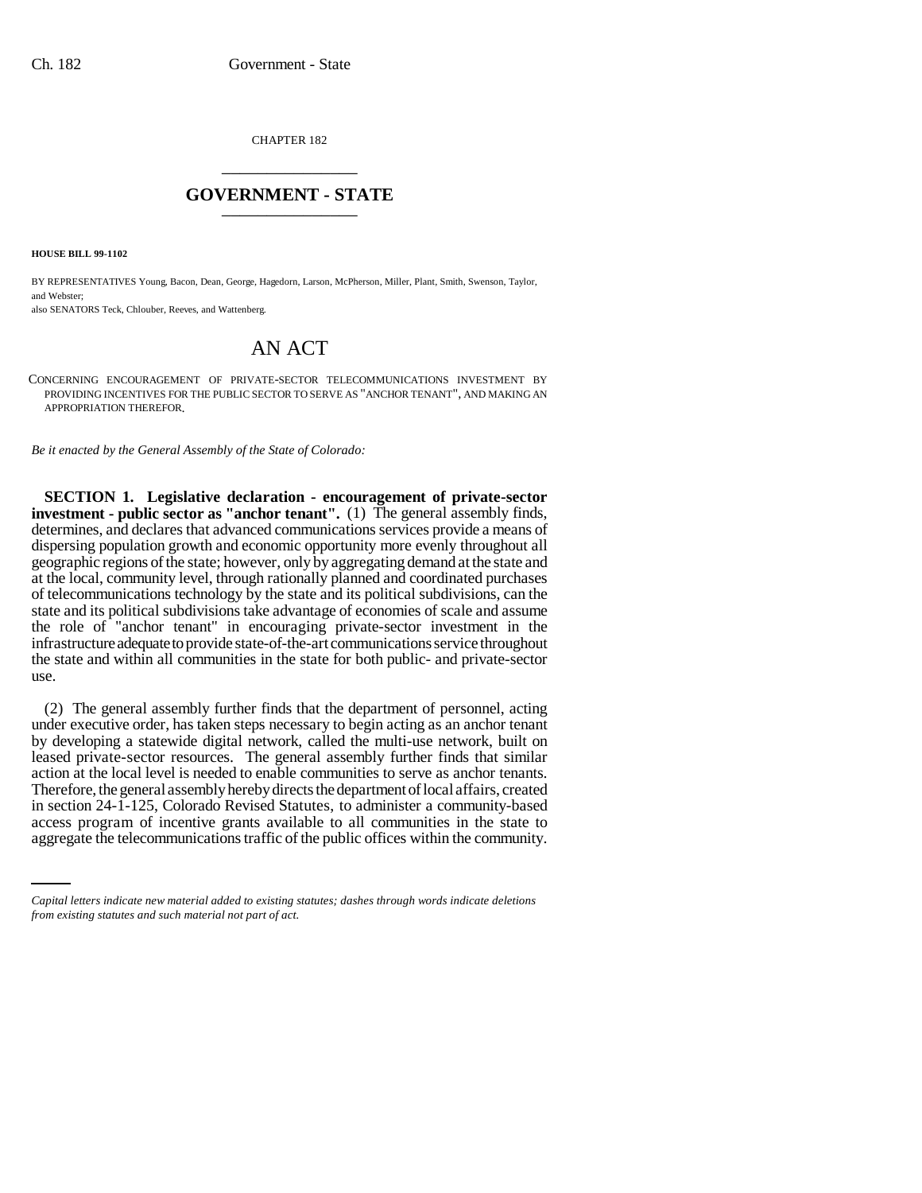CHAPTER 182

# GOVERNMENT - STATE

**HOUSE BILL 99-1102**

BY REPRESENTATIVES Young, Bacon, Dean, George, Hagedorn, Larson, McPherson, Miller, Plant, Smith, Swenson, Taylor, and Webster;
also SENATORS Teck, Chlouber, Reeves, and Wattenberg.

# AN ACT

CONCERNING ENCOURAGEMENT OF PRIVATE-SECTOR TELECOMMUNICATIONS INVESTMENT BY PROVIDING INCENTIVES FOR THE PUBLIC SECTOR TO SERVE AS "ANCHOR TENANT", AND MAKING AN APPROPRIATION THEREFOR.

*Be it enacted by the General Assembly of the State of Colorado:*

**SECTION 1. Legislative declaration - encouragement of private-sector investment - public sector as "anchor tenant".** (1) The general assembly finds, determines, and declares that advanced communications services provide a means of dispersing population growth and economic opportunity more evenly throughout all geographic regions of the state; however, only by aggregating demand at the state and at the local, community level, through rationally planned and coordinated purchases of telecommunications technology by the state and its political subdivisions, can the state and its political subdivisions take advantage of economies of scale and assume the role of "anchor tenant" in encouraging private-sector investment in the infrastructure adequate to provide state-of-the-art communications service throughout the state and within all communities in the state for both public- and private-sector use.

(2) The general assembly further finds that the department of personnel, acting under executive order, has taken steps necessary to begin acting as an anchor tenant by developing a statewide digital network, called the multi-use network, built on leased private-sector resources. The general assembly further finds that similar action at the local level is needed to enable communities to serve as anchor tenants. Therefore, the general assembly hereby directs the department of local affairs, created in section 24-1-125, Colorado Revised Statutes, to administer a community-based access program of incentive grants available to all communities in the state to aggregate the telecommunications traffic of the public offices within the community.

*Capital letters indicate new material added to existing statutes; dashes through words indicate deletions from existing statutes and such material not part of act.*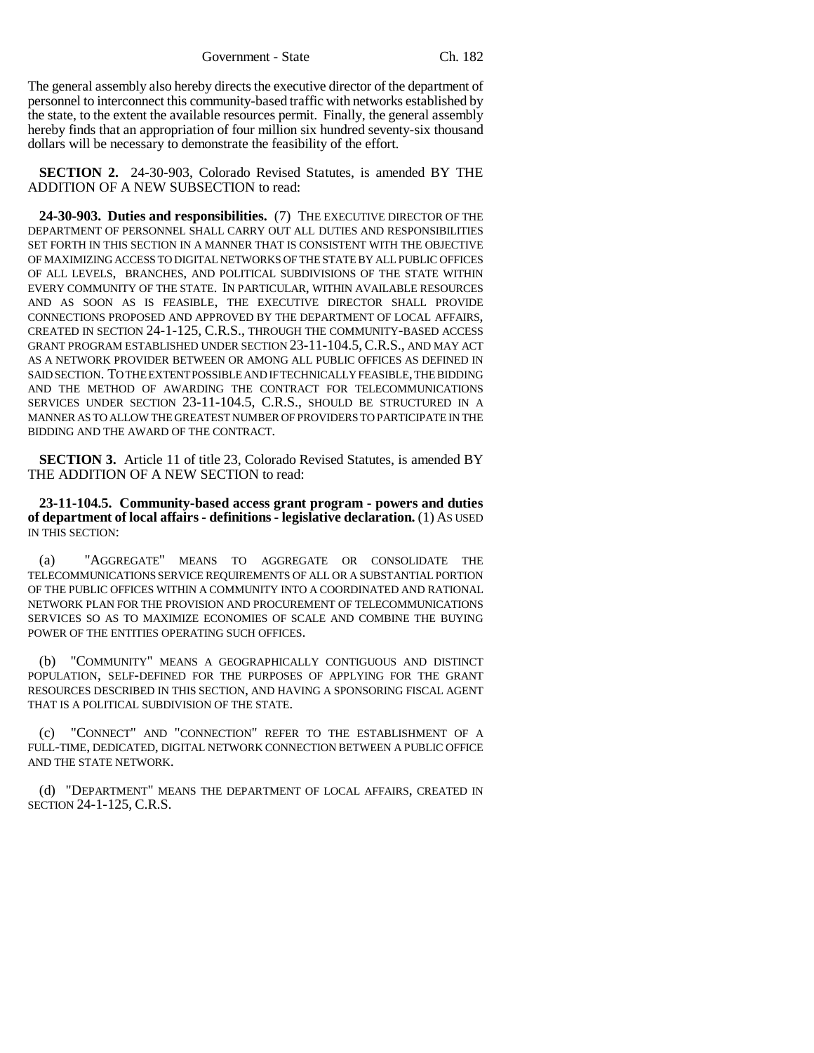The general assembly also hereby directs the executive director of the department of personnel to interconnect this community-based traffic with networks established by the state, to the extent the available resources permit. Finally, the general assembly hereby finds that an appropriation of four million six hundred seventy-six thousand dollars will be necessary to demonstrate the feasibility of the effort.

**SECTION 2.** 24-30-903, Colorado Revised Statutes, is amended BY THE ADDITION OF A NEW SUBSECTION to read:

**24-30-903. Duties and responsibilities.** (7) THE EXECUTIVE DIRECTOR OF THE DEPARTMENT OF PERSONNEL SHALL CARRY OUT ALL DUTIES AND RESPONSIBILITIES SET FORTH IN THIS SECTION IN A MANNER THAT IS CONSISTENT WITH THE OBJECTIVE OF MAXIMIZING ACCESS TO DIGITAL NETWORKS OF THE STATE BY ALL PUBLIC OFFICES OF ALL LEVELS, BRANCHES, AND POLITICAL SUBDIVISIONS OF THE STATE WITHIN EVERY COMMUNITY OF THE STATE. IN PARTICULAR, WITHIN AVAILABLE RESOURCES AND AS SOON AS IS FEASIBLE, THE EXECUTIVE DIRECTOR SHALL PROVIDE CONNECTIONS PROPOSED AND APPROVED BY THE DEPARTMENT OF LOCAL AFFAIRS, CREATED IN SECTION 24-1-125, C.R.S., THROUGH THE COMMUNITY-BASED ACCESS GRANT PROGRAM ESTABLISHED UNDER SECTION 23-11-104.5, C.R.S., AND MAY ACT AS A NETWORK PROVIDER BETWEEN OR AMONG ALL PUBLIC OFFICES AS DEFINED IN SAID SECTION. TO THE EXTENT POSSIBLE AND IF TECHNICALLY FEASIBLE, THE BIDDING AND THE METHOD OF AWARDING THE CONTRACT FOR TELECOMMUNICATIONS SERVICES UNDER SECTION 23-11-104.5, C.R.S., SHOULD BE STRUCTURED IN A MANNER AS TO ALLOW THE GREATEST NUMBER OF PROVIDERS TO PARTICIPATE IN THE BIDDING AND THE AWARD OF THE CONTRACT.

**SECTION 3.** Article 11 of title 23, Colorado Revised Statutes, is amended BY THE ADDITION OF A NEW SECTION to read:

**23-11-104.5. Community-based access grant program - powers and duties of department of local affairs - definitions - legislative declaration.** (1) AS USED IN THIS SECTION:

(a) "AGGREGATE" MEANS TO AGGREGATE OR CONSOLIDATE THE TELECOMMUNICATIONS SERVICE REQUIREMENTS OF ALL OR A SUBSTANTIAL PORTION OF THE PUBLIC OFFICES WITHIN A COMMUNITY INTO A COORDINATED AND RATIONAL NETWORK PLAN FOR THE PROVISION AND PROCUREMENT OF TELECOMMUNICATIONS SERVICES SO AS TO MAXIMIZE ECONOMIES OF SCALE AND COMBINE THE BUYING POWER OF THE ENTITIES OPERATING SUCH OFFICES.

(b) "COMMUNITY" MEANS A GEOGRAPHICALLY CONTIGUOUS AND DISTINCT POPULATION, SELF-DEFINED FOR THE PURPOSES OF APPLYING FOR THE GRANT RESOURCES DESCRIBED IN THIS SECTION, AND HAVING A SPONSORING FISCAL AGENT THAT IS A POLITICAL SUBDIVISION OF THE STATE.

(c) "CONNECT" AND "CONNECTION" REFER TO THE ESTABLISHMENT OF A FULL-TIME, DEDICATED, DIGITAL NETWORK CONNECTION BETWEEN A PUBLIC OFFICE AND THE STATE NETWORK.

(d) "DEPARTMENT" MEANS THE DEPARTMENT OF LOCAL AFFAIRS, CREATED IN SECTION 24-1-125, C.R.S.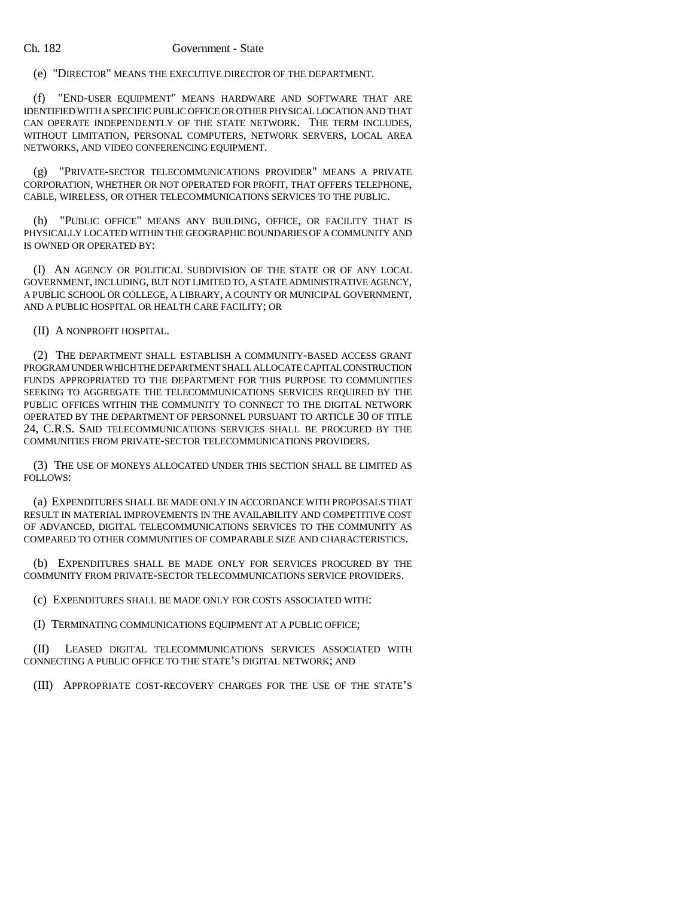(e) "DIRECTOR" MEANS THE EXECUTIVE DIRECTOR OF THE DEPARTMENT.

(f) "END-USER EQUIPMENT" MEANS HARDWARE AND SOFTWARE THAT ARE IDENTIFIED WITH A SPECIFIC PUBLIC OFFICE OR OTHER PHYSICAL LOCATION AND THAT CAN OPERATE INDEPENDENTLY OF THE STATE NETWORK. THE TERM INCLUDES, WITHOUT LIMITATION, PERSONAL COMPUTERS, NETWORK SERVERS, LOCAL AREA NETWORKS, AND VIDEO CONFERENCING EQUIPMENT.

(g) "PRIVATE-SECTOR TELECOMMUNICATIONS PROVIDER" MEANS A PRIVATE CORPORATION, WHETHER OR NOT OPERATED FOR PROFIT, THAT OFFERS TELEPHONE, CABLE, WIRELESS, OR OTHER TELECOMMUNICATIONS SERVICES TO THE PUBLIC.

(h) "PUBLIC OFFICE" MEANS ANY BUILDING, OFFICE, OR FACILITY THAT IS PHYSICALLY LOCATED WITHIN THE GEOGRAPHIC BOUNDARIES OF A COMMUNITY AND IS OWNED OR OPERATED BY:

(I) AN AGENCY OR POLITICAL SUBDIVISION OF THE STATE OR OF ANY LOCAL GOVERNMENT, INCLUDING, BUT NOT LIMITED TO, A STATE ADMINISTRATIVE AGENCY, A PUBLIC SCHOOL OR COLLEGE, A LIBRARY, A COUNTY OR MUNICIPAL GOVERNMENT, AND A PUBLIC HOSPITAL OR HEALTH CARE FACILITY; OR

(II) A NONPROFIT HOSPITAL.

(2) THE DEPARTMENT SHALL ESTABLISH A COMMUNITY-BASED ACCESS GRANT PROGRAM UNDER WHICH THE DEPARTMENT SHALL ALLOCATE CAPITAL CONSTRUCTION FUNDS APPROPRIATED TO THE DEPARTMENT FOR THIS PURPOSE TO COMMUNITIES SEEKING TO AGGREGATE THE TELECOMMUNICATIONS SERVICES REQUIRED BY THE PUBLIC OFFICES WITHIN THE COMMUNITY TO CONNECT TO THE DIGITAL NETWORK OPERATED BY THE DEPARTMENT OF PERSONNEL PURSUANT TO ARTICLE 30 OF TITLE 24, C.R.S. SAID TELECOMMUNICATIONS SERVICES SHALL BE PROCURED BY THE COMMUNITIES FROM PRIVATE-SECTOR TELECOMMUNICATIONS PROVIDERS.

(3) THE USE OF MONEYS ALLOCATED UNDER THIS SECTION SHALL BE LIMITED AS FOLLOWS:

(a) EXPENDITURES SHALL BE MADE ONLY IN ACCORDANCE WITH PROPOSALS THAT RESULT IN MATERIAL IMPROVEMENTS IN THE AVAILABILITY AND COMPETITIVE COST OF ADVANCED, DIGITAL TELECOMMUNICATIONS SERVICES TO THE COMMUNITY AS COMPARED TO OTHER COMMUNITIES OF COMPARABLE SIZE AND CHARACTERISTICS.

(b) EXPENDITURES SHALL BE MADE ONLY FOR SERVICES PROCURED BY THE COMMUNITY FROM PRIVATE-SECTOR TELECOMMUNICATIONS SERVICE PROVIDERS.

(c) EXPENDITURES SHALL BE MADE ONLY FOR COSTS ASSOCIATED WITH:

(I) TERMINATING COMMUNICATIONS EQUIPMENT AT A PUBLIC OFFICE;

(II) LEASED DIGITAL TELECOMMUNICATIONS SERVICES ASSOCIATED WITH CONNECTING A PUBLIC OFFICE TO THE STATE'S DIGITAL NETWORK; AND

(III) APPROPRIATE COST-RECOVERY CHARGES FOR THE USE OF THE STATE'S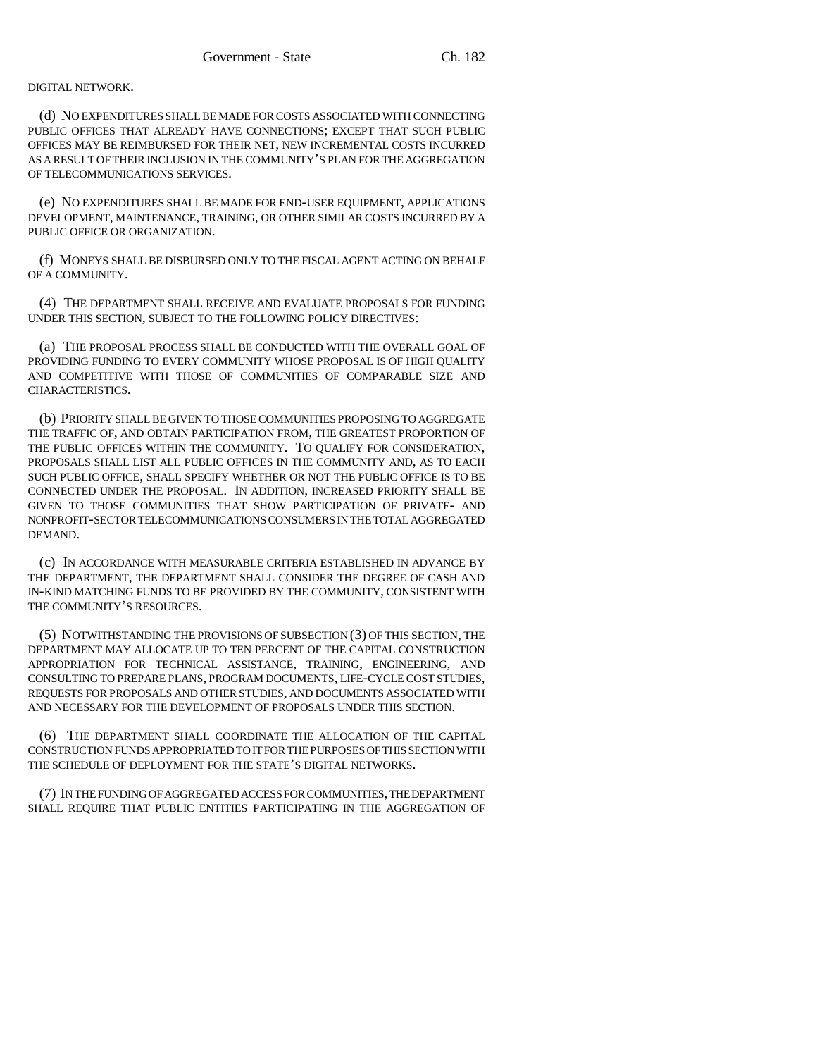DIGITAL NETWORK.

(d) NO EXPENDITURES SHALL BE MADE FOR COSTS ASSOCIATED WITH CONNECTING PUBLIC OFFICES THAT ALREADY HAVE CONNECTIONS; EXCEPT THAT SUCH PUBLIC OFFICES MAY BE REIMBURSED FOR THEIR NET, NEW INCREMENTAL COSTS INCURRED AS A RESULT OF THEIR INCLUSION IN THE COMMUNITY'S PLAN FOR THE AGGREGATION OF TELECOMMUNICATIONS SERVICES.

(e) NO EXPENDITURES SHALL BE MADE FOR END-USER EQUIPMENT, APPLICATIONS DEVELOPMENT, MAINTENANCE, TRAINING, OR OTHER SIMILAR COSTS INCURRED BY A PUBLIC OFFICE OR ORGANIZATION.

(f) MONEYS SHALL BE DISBURSED ONLY TO THE FISCAL AGENT ACTING ON BEHALF OF A COMMUNITY.

(4) THE DEPARTMENT SHALL RECEIVE AND EVALUATE PROPOSALS FOR FUNDING UNDER THIS SECTION, SUBJECT TO THE FOLLOWING POLICY DIRECTIVES:

(a) THE PROPOSAL PROCESS SHALL BE CONDUCTED WITH THE OVERALL GOAL OF PROVIDING FUNDING TO EVERY COMMUNITY WHOSE PROPOSAL IS OF HIGH QUALITY AND COMPETITIVE WITH THOSE OF COMMUNITIES OF COMPARABLE SIZE AND CHARACTERISTICS.

(b) PRIORITY SHALL BE GIVEN TO THOSE COMMUNITIES PROPOSING TO AGGREGATE THE TRAFFIC OF, AND OBTAIN PARTICIPATION FROM, THE GREATEST PROPORTION OF THE PUBLIC OFFICES WITHIN THE COMMUNITY. TO QUALIFY FOR CONSIDERATION, PROPOSALS SHALL LIST ALL PUBLIC OFFICES IN THE COMMUNITY AND, AS TO EACH SUCH PUBLIC OFFICE, SHALL SPECIFY WHETHER OR NOT THE PUBLIC OFFICE IS TO BE CONNECTED UNDER THE PROPOSAL. IN ADDITION, INCREASED PRIORITY SHALL BE GIVEN TO THOSE COMMUNITIES THAT SHOW PARTICIPATION OF PRIVATE- AND NONPROFIT-SECTOR TELECOMMUNICATIONS CONSUMERS IN THE TOTAL AGGREGATED DEMAND.

(c) IN ACCORDANCE WITH MEASURABLE CRITERIA ESTABLISHED IN ADVANCE BY THE DEPARTMENT, THE DEPARTMENT SHALL CONSIDER THE DEGREE OF CASH AND IN-KIND MATCHING FUNDS TO BE PROVIDED BY THE COMMUNITY, CONSISTENT WITH THE COMMUNITY'S RESOURCES.

(5) NOTWITHSTANDING THE PROVISIONS OF SUBSECTION (3) OF THIS SECTION, THE DEPARTMENT MAY ALLOCATE UP TO TEN PERCENT OF THE CAPITAL CONSTRUCTION APPROPRIATION FOR TECHNICAL ASSISTANCE, TRAINING, ENGINEERING, AND CONSULTING TO PREPARE PLANS, PROGRAM DOCUMENTS, LIFE-CYCLE COST STUDIES, REQUESTS FOR PROPOSALS AND OTHER STUDIES, AND DOCUMENTS ASSOCIATED WITH AND NECESSARY FOR THE DEVELOPMENT OF PROPOSALS UNDER THIS SECTION.

(6) THE DEPARTMENT SHALL COORDINATE THE ALLOCATION OF THE CAPITAL CONSTRUCTION FUNDS APPROPRIATED TO IT FOR THE PURPOSES OF THIS SECTION WITH THE SCHEDULE OF DEPLOYMENT FOR THE STATE'S DIGITAL NETWORKS.

(7) IN THE FUNDING OF AGGREGATED ACCESS FOR COMMUNITIES, THE DEPARTMENT SHALL REQUIRE THAT PUBLIC ENTITIES PARTICIPATING IN THE AGGREGATION OF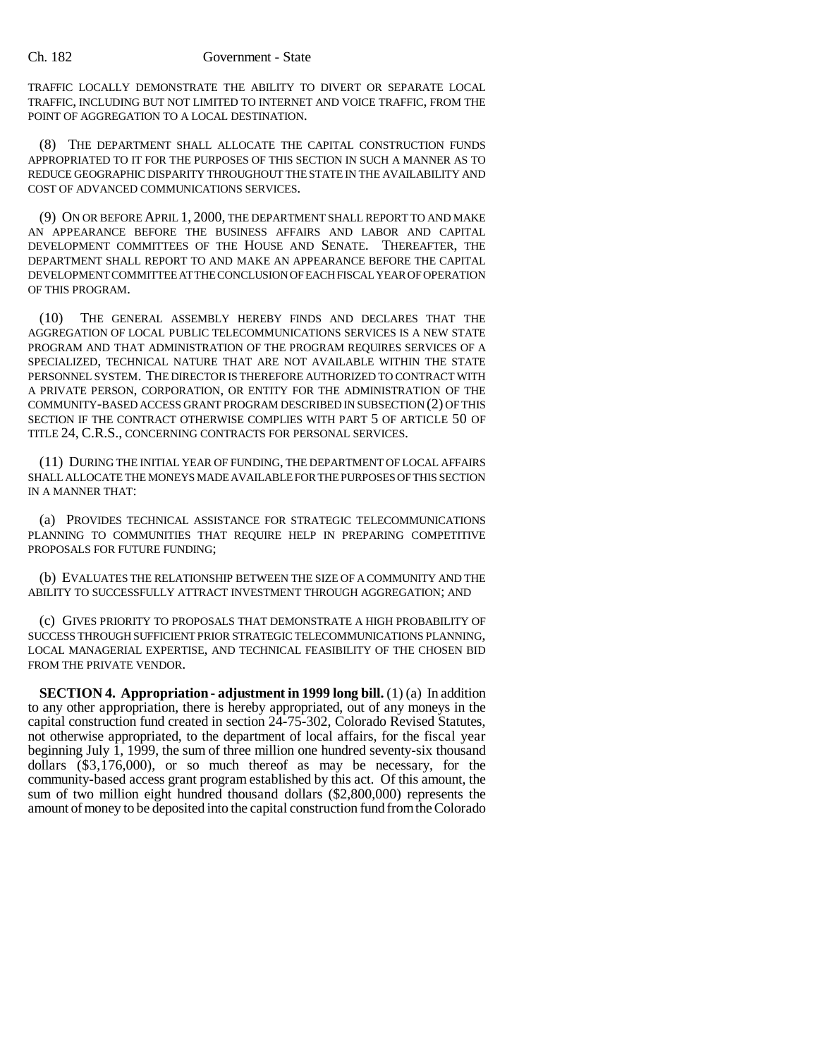TRAFFIC LOCALLY DEMONSTRATE THE ABILITY TO DIVERT OR SEPARATE LOCAL TRAFFIC, INCLUDING BUT NOT LIMITED TO INTERNET AND VOICE TRAFFIC, FROM THE POINT OF AGGREGATION TO A LOCAL DESTINATION.

(8) THE DEPARTMENT SHALL ALLOCATE THE CAPITAL CONSTRUCTION FUNDS APPROPRIATED TO IT FOR THE PURPOSES OF THIS SECTION IN SUCH A MANNER AS TO REDUCE GEOGRAPHIC DISPARITY THROUGHOUT THE STATE IN THE AVAILABILITY AND COST OF ADVANCED COMMUNICATIONS SERVICES.

(9) ON OR BEFORE APRIL 1, 2000, THE DEPARTMENT SHALL REPORT TO AND MAKE AN APPEARANCE BEFORE THE BUSINESS AFFAIRS AND LABOR AND CAPITAL DEVELOPMENT COMMITTEES OF THE HOUSE AND SENATE. THEREAFTER, THE DEPARTMENT SHALL REPORT TO AND MAKE AN APPEARANCE BEFORE THE CAPITAL DEVELOPMENT COMMITTEE AT THE CONCLUSION OF EACH FISCAL YEAR OF OPERATION OF THIS PROGRAM.

(10) THE GENERAL ASSEMBLY HEREBY FINDS AND DECLARES THAT THE AGGREGATION OF LOCAL PUBLIC TELECOMMUNICATIONS SERVICES IS A NEW STATE PROGRAM AND THAT ADMINISTRATION OF THE PROGRAM REQUIRES SERVICES OF A SPECIALIZED, TECHNICAL NATURE THAT ARE NOT AVAILABLE WITHIN THE STATE PERSONNEL SYSTEM. THE DIRECTOR IS THEREFORE AUTHORIZED TO CONTRACT WITH A PRIVATE PERSON, CORPORATION, OR ENTITY FOR THE ADMINISTRATION OF THE COMMUNITY-BASED ACCESS GRANT PROGRAM DESCRIBED IN SUBSECTION (2) OF THIS SECTION IF THE CONTRACT OTHERWISE COMPLIES WITH PART 5 OF ARTICLE 50 OF TITLE 24, C.R.S., CONCERNING CONTRACTS FOR PERSONAL SERVICES.

(11) DURING THE INITIAL YEAR OF FUNDING, THE DEPARTMENT OF LOCAL AFFAIRS SHALL ALLOCATE THE MONEYS MADE AVAILABLE FOR THE PURPOSES OF THIS SECTION IN A MANNER THAT:

(a) PROVIDES TECHNICAL ASSISTANCE FOR STRATEGIC TELECOMMUNICATIONS PLANNING TO COMMUNITIES THAT REQUIRE HELP IN PREPARING COMPETITIVE PROPOSALS FOR FUTURE FUNDING;

(b) EVALUATES THE RELATIONSHIP BETWEEN THE SIZE OF A COMMUNITY AND THE ABILITY TO SUCCESSFULLY ATTRACT INVESTMENT THROUGH AGGREGATION; AND

(c) GIVES PRIORITY TO PROPOSALS THAT DEMONSTRATE A HIGH PROBABILITY OF SUCCESS THROUGH SUFFICIENT PRIOR STRATEGIC TELECOMMUNICATIONS PLANNING, LOCAL MANAGERIAL EXPERTISE, AND TECHNICAL FEASIBILITY OF THE CHOSEN BID FROM THE PRIVATE VENDOR.

**SECTION 4. Appropriation - adjustment in 1999 long bill.** (1) (a) In addition to any other appropriation, there is hereby appropriated, out of any moneys in the capital construction fund created in section 24-75-302, Colorado Revised Statutes, not otherwise appropriated, to the department of local affairs, for the fiscal year beginning July 1, 1999, the sum of three million one hundred seventy-six thousand dollars ($3,176,000), or so much thereof as may be necessary, for the community-based access grant program established by this act. Of this amount, the sum of two million eight hundred thousand dollars ($2,800,000) represents the amount of money to be deposited into the capital construction fund from the Colorado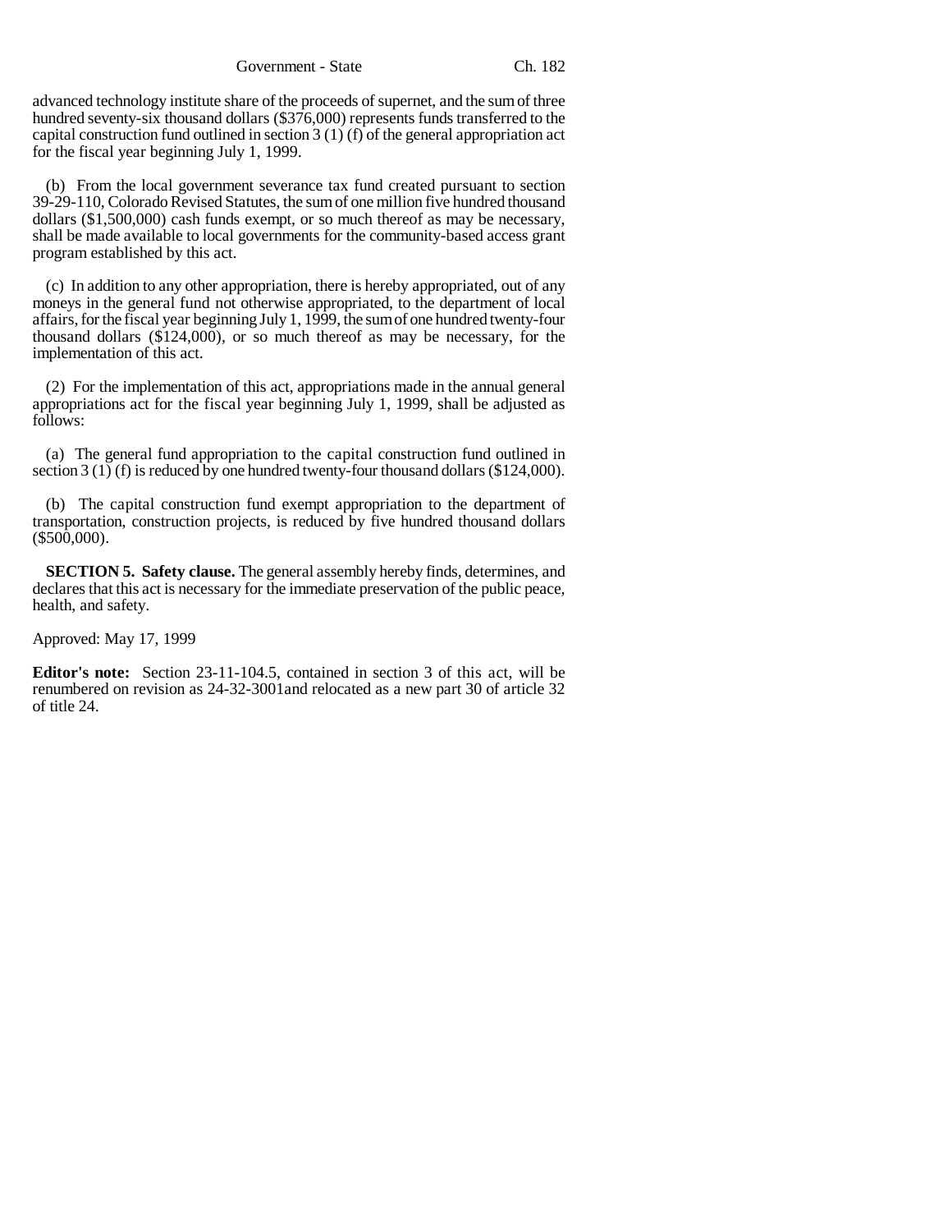advanced technology institute share of the proceeds of supernet, and the sum of three hundred seventy-six thousand dollars ($376,000) represents funds transferred to the capital construction fund outlined in section 3 (1) (f) of the general appropriation act for the fiscal year beginning July 1, 1999.

(b) From the local government severance tax fund created pursuant to section 39-29-110, Colorado Revised Statutes, the sum of one million five hundred thousand dollars ($1,500,000) cash funds exempt, or so much thereof as may be necessary, shall be made available to local governments for the community-based access grant program established by this act.

(c) In addition to any other appropriation, there is hereby appropriated, out of any moneys in the general fund not otherwise appropriated, to the department of local affairs, for the fiscal year beginning July 1, 1999, the sum of one hundred twenty-four thousand dollars ($124,000), or so much thereof as may be necessary, for the implementation of this act.

(2) For the implementation of this act, appropriations made in the annual general appropriations act for the fiscal year beginning July 1, 1999, shall be adjusted as follows:

(a) The general fund appropriation to the capital construction fund outlined in section 3 (1) (f) is reduced by one hundred twenty-four thousand dollars ($124,000).

(b) The capital construction fund exempt appropriation to the department of transportation, construction projects, is reduced by five hundred thousand dollars ($500,000).

**SECTION 5. Safety clause.** The general assembly hereby finds, determines, and declares that this act is necessary for the immediate preservation of the public peace, health, and safety.

Approved: May 17, 1999

**Editor's note:** Section 23-11-104.5, contained in section 3 of this act, will be renumbered on revision as 24-32-3001and relocated as a new part 30 of article 32 of title 24.